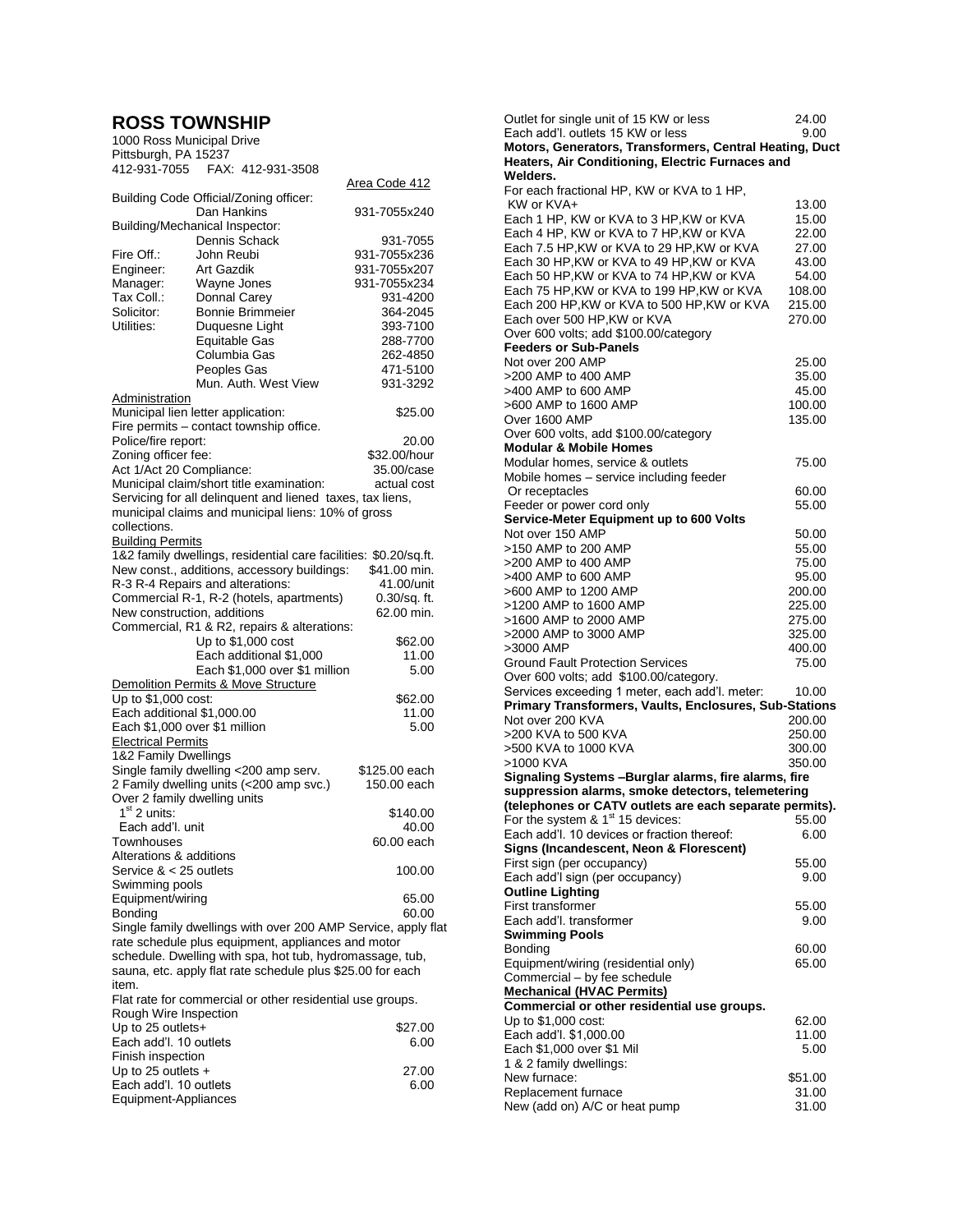# ROSS TOWNSHIP

1000 Ross Municipal Drive
Pittsburgh, PA 15237
412-931-7055 FAX: 412-931-3508

| | | Area Code 412 |
|---|---|---|
| Building Code Official/Zoning officer: | Dan Hankins | 931-7055x240 |
| Building/Mechanical Inspector: | Dennis Schack | 931-7055 |
| Fire Off.: | John Reubi | 931-7055x236 |
| Engineer: | Art Gazdik | 931-7055x207 |
| Manager: | Wayne Jones | 931-7055x234 |
| Tax Coll.: | Donnal Carey | 931-4200 |
| Solicitor: | Bonnie Brimmeier | 364-2045 |
| Utilities: | Duquesne Light | 393-7100 |
| | Equitable Gas | 288-7700 |
| | Columbia Gas | 262-4850 |
| | Peoples Gas | 471-5100 |
| | Mun. Auth. West View | 931-3292 |

**Administration**

| | |
|---|---|
| Municipal lien letter application: | $25.00 |
| Fire permits – contact township office. | |
| Police/fire report: | 20.00 |
| Zoning officer fee: | $32.00/hour |
| Act 1/Act 20 Compliance: | 35.00/case |
| Municipal claim/short title examination: | actual cost |

Servicing for all delinquent and liened taxes, tax liens, municipal claims and municipal liens: 10% of gross collections.

**Building Permits**

| | |
|---|---|
| 1&2 family dwellings, residential care facilities: | $0.20/sq.ft. |
| New const., additions, accessory buildings: | $41.00 min. |
| R-3 R-4 Repairs and alterations: | 41.00/unit |
| Commercial R-1, R-2 (hotels, apartments) | 0.30/sq. ft. |
| New construction, additions | 62.00 min. |
| Commercial, R1 & R2, repairs & alterations: | |
| Up to $1,000 cost | $62.00 |
| Each additional $1,000 | 11.00 |
| Each $1,000 over $1 million | 5.00 |

**Demolition Permits & Move Structure**

| | |
|---|---|
| Up to $1,000 cost: | $62.00 |
| Each additional $1,000.00 | 11.00 |
| Each $1,000 over $1 million | 5.00 |

**Electrical Permits**

1&2 Family Dwellings

| | |
|---|---|
| Single family dwelling <200 amp serv. | $125.00 each |
| 2 Family dwelling units (<200 amp svc.) | 150.00 each |
| Over 2 family dwelling units | |
| 1st 2 units: | $140.00 |
| Each add'l. unit | 40.00 |
| Townhouses | 60.00 each |
| Alterations & additions | |
| Service & < 25 outlets | 100.00 |
| Swimming pools | |
| Equipment/wiring | 65.00 |
| Bonding | 60.00 |

Single family dwellings with over 200 AMP Service, apply flat rate schedule plus equipment, appliances and motor schedule. Dwelling with spa, hot tub, hydromassage, tub, sauna, etc. apply flat rate schedule plus $25.00 for each item.

Flat rate for commercial or other residential use groups.

| | |
|---|---|
| Rough Wire Inspection | |
| Up to 25 outlets+ | $27.00 |
| Each add'l. 10 outlets | 6.00 |
| Finish inspection | |
| Up to 25 outlets + | 27.00 |
| Each add'l. 10 outlets | 6.00 |
| Equipment-Appliances | |
| Outlet for single unit of 15 KW or less | 24.00 |
| Each add'l. outlets 15 KW or less | 9.00 |

**Motors, Generators, Transformers, Central Heating, Duct Heaters, Air Conditioning, Electric Furnaces and Welders.**

| | |
|---|---|
| For each fractional HP, KW or KVA to 1 HP, KW or KVA+ | 13.00 |
| Each 1 HP, KW or KVA to 3 HP,KW or KVA | 15.00 |
| Each 4 HP, KW or KVA to 7 HP,KW or KVA | 22.00 |
| Each 7.5 HP,KW or KVA to 29 HP,KW or KVA | 27.00 |
| Each 30 HP,KW or KVA to 49 HP,KW or KVA | 43.00 |
| Each 50 HP,KW or KVA to 74 HP,KW or KVA | 54.00 |
| Each 75 HP,KW or KVA to 199 HP,KW or KVA | 108.00 |
| Each 200 HP,KW or KVA to 500 HP,KW or KVA | 215.00 |
| Each over 500 HP,KW or KVA | 270.00 |

Over 600 volts; add $100.00/category

**Feeders or Sub-Panels**

| | |
|---|---|
| Not over 200 AMP | 25.00 |
| >200 AMP to 400 AMP | 35.00 |
| >400 AMP to 600 AMP | 45.00 |
| >600 AMP to 1600 AMP | 100.00 |
| Over 1600 AMP | 135.00 |

Over 600 volts, add $100.00/category

**Modular & Mobile Homes**

| | |
|---|---|
| Modular homes, service & outlets | 75.00 |
| Mobile homes – service including feeder Or receptacles | 60.00 |
| Feeder or power cord only | 55.00 |

**Service-Meter Equipment up to 600 Volts**

| | |
|---|---|
| Not over 150 AMP | 50.00 |
| >150 AMP to 200 AMP | 55.00 |
| >200 AMP to 400 AMP | 75.00 |
| >400 AMP to 600 AMP | 95.00 |
| >600 AMP to 1200 AMP | 200.00 |
| >1200 AMP to 1600 AMP | 225.00 |
| >1600 AMP to 2000 AMP | 275.00 |
| >2000 AMP to 3000 AMP | 325.00 |
| >3000 AMP | 400.00 |
| Ground Fault Protection Services | 75.00 |
| Over 600 volts; add $100.00/category. | |
| Services exceeding 1 meter, each add'l. meter: | 10.00 |

**Primary Transformers, Vaults, Enclosures, Sub-Stations**

| | |
|---|---|
| Not over 200 KVA | 200.00 |
| >200 KVA to 500 KVA | 250.00 |
| >500 KVA to 1000 KVA | 300.00 |
| >1000 KVA | 350.00 |

**Signaling Systems –Burglar alarms, fire alarms, fire suppression alarms, smoke detectors, telemetering (telephones or CATV outlets are each separate permits).**

| | |
|---|---|
| For the system & 1st 15 devices: | 55.00 |
| Each add'l. 10 devices or fraction thereof: | 6.00 |

**Signs (Incandescent, Neon & Florescent)**

| | |
|---|---|
| First sign (per occupancy) | 55.00 |
| Each add'l sign (per occupancy) | 9.00 |

**Outline Lighting**

| | |
|---|---|
| First transformer | 55.00 |
| Each add'l. transformer | 9.00 |

**Swimming Pools**

| | |
|---|---|
| Bonding | 60.00 |
| Equipment/wiring (residential only) | 65.00 |
| Commercial – by fee schedule | |

**Mechanical (HVAC Permits)**

**Commercial or other residential use groups.**

| | |
|---|---|
| Up to $1,000 cost: | 62.00 |
| Each add'l. $1,000.00 | 11.00 |
| Each $1,000 over $1 Mil | 5.00 |
| 1 & 2 family dwellings: | |
| New furnace: | $51.00 |
| Replacement furnace | 31.00 |
| New (add on) A/C or heat pump | 31.00 |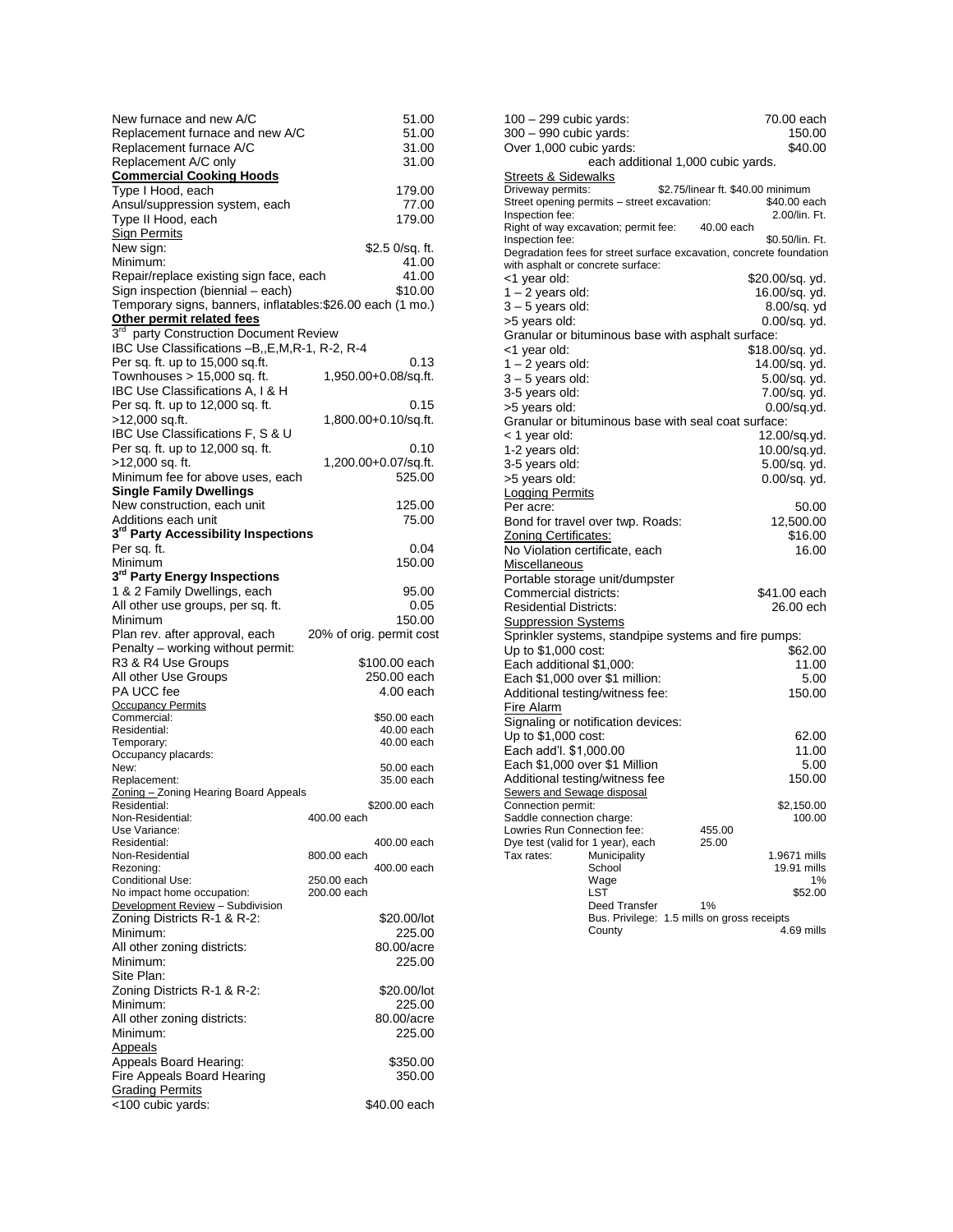| | |
|---|---|
| New furnace and new A/C | 51.00 |
| Replacement furnace and new A/C | 51.00 |
| Replacement furnace A/C | 31.00 |
| Replacement A/C only | 31.00 |

**Commercial Cooking Hoods**

| | |
|---|---|
| Type I Hood, each | 179.00 |
| Ansul/suppression system, each | 77.00 |
| Type II Hood, each | 179.00 |

Sign Permits

| | |
|---|---|
| New sign: | $2.5 0/sq. ft. |
| Minimum: | 41.00 |
| Repair/replace existing sign face, each | 41.00 |
| Sign inspection (biennial – each) | $10.00 |

Temporary signs, banners, inflatables:$26.00 each (1 mo.)

**Other permit related fees**

3rd party Construction Document Review

| | |
|---|---|
| IBC Use Classifications –B,,E,M,R-1, R-2, R-4 | |
| Per sq. ft. up to 15,000 sq.ft. | 0.13 |
| Townhouses > 15,000 sq. ft. | 1,950.00+0.08/sq.ft. |
| IBC Use Classifications A, I & H | |
| Per sq. ft. up to 12,000 sq. ft. | 0.15 |
| >12,000 sq.ft. | 1,800.00+0.10/sq.ft. |
| IBC Use Classifications F, S & U | |
| Per sq. ft. up to 12,000 sq. ft. | 0.10 |
| >12,000 sq. ft. | 1,200.00+0.07/sq.ft. |
| Minimum fee for above uses, each | 525.00 |

**Single Family Dwellings**

| | |
|---|---|
| New construction, each unit | 125.00 |
| Additions each unit | 75.00 |

**3rd Party Accessibility Inspections**

| | |
|---|---|
| Per sq. ft. | 0.04 |
| Minimum | 150.00 |

**3rd Party Energy Inspections**

| | |
|---|---|
| 1 & 2 Family Dwellings, each | 95.00 |
| All other use groups, per sq. ft. | 0.05 |
| Minimum | 150.00 |
| Plan rev. after approval, each | 20% of orig. permit cost |
| Penalty – working without permit: | |
| R3 & R4 Use Groups | $100.00 each |
| All other Use Groups | 250.00 each |
| PA UCC fee | 4.00 each |

Occupancy Permits

| | |
|---|---|
| Commercial: | $50.00 each |
| Residential: | 40.00 each |
| Temporary: | 40.00 each |
| Occupancy placards: | |
| New: | 50.00 each |
| Replacement: | 35.00 each |

Zoning – Zoning Hearing Board Appeals

| | |
|---|---|
| Residential: | $200.00 each |
| Non-Residential: | 400.00 each |
| Use Variance: | |
| Residential: | 400.00 each |
| Non-Residential | 800.00 each |
| Rezoning: | 400.00 each |
| Conditional Use: | 250.00 each |
| No impact home occupation: | 200.00 each |

Development Review – Subdivision

| | |
|---|---|
| Zoning Districts R-1 & R-2: | $20.00/lot |
| Minimum: | 225.00 |
| All other zoning districts: | 80.00/acre |
| Minimum: | 225.00 |
| Site Plan: | |
| Zoning Districts R-1 & R-2: | $20.00/lot |
| Minimum: | 225.00 |
| All other zoning districts: | 80.00/acre |
| Minimum: | 225.00 |

Appeals

| | |
|---|---|
| Appeals Board Hearing: | $350.00 |
| Fire Appeals Board Hearing | 350.00 |

Grading Permits

| | |
|---|---|
| <100 cubic yards: | $40.00 each |
| 100 – 299 cubic yards: | 70.00 each |
| 300 – 990 cubic yards: | 150.00 |
| Over 1,000 cubic yards: | $40.00 |

each additional 1,000 cubic yards.

Streets & Sidewalks

| | |
|---|---|
| Driveway permits: | $2.75/linear ft. $40.00 minimum |
| Street opening permits – street excavation: | $40.00 each |
| Inspection fee: | 2.00/lin. Ft. |
| Right of way excavation; permit fee: | 40.00 each |
| Inspection fee: | $0.50/lin. Ft. |

Degradation fees for street surface excavation, concrete foundation with asphalt or concrete surface:

| | |
|---|---|
| <1 year old: | $20.00/sq. yd. |
| 1 – 2 years old: | 16.00/sq. yd. |
| 3 – 5 years old: | 8.00/sq. yd |
| >5 years old: | 0.00/sq. yd. |

Granular or bituminous base with asphalt surface:

| | |
|---|---|
| <1 year old: | $18.00/sq. yd. |
| 1 – 2 years old: | 14.00/sq. yd. |
| 3 – 5 years old: | 5.00/sq. yd. |
| 3-5 years old: | 7.00/sq. yd. |
| >5 years old: | 0.00/sq.yd. |

Granular or bituminous base with seal coat surface:

| | |
|---|---|
| < 1 year old: | 12.00/sq.yd. |
| 1-2 years old: | 10.00/sq.yd. |
| 3-5 years old: | 5.00/sq. yd. |
| >5 years old: | 0.00/sq. yd. |

Logging Permits

| | |
|---|---|
| Per acre: | 50.00 |
| Bond for travel over twp. Roads: | 12,500.00 |

| | |
|---|---|
| Zoning Certificates: | $16.00 |
| No Violation certificate, each | 16.00 |

Miscellaneous

Portable storage unit/dumpster

| | |
|---|---|
| Commercial districts: | $41.00 each |
| Residential Districts: | 26.00 ech |

Suppression Systems

Sprinkler systems, standpipe systems and fire pumps:

| | |
|---|---|
| Up to $1,000 cost: | $62.00 |
| Each additional $1,000: | 11.00 |
| Each $1,000 over $1 million: | 5.00 |
| Additional testing/witness fee: | 150.00 |

Fire Alarm

Signaling or notification devices:

| | |
|---|---|
| Up to $1,000 cost: | 62.00 |
| Each add'l. $1,000.00 | 11.00 |
| Each $1,000 over $1 Million | 5.00 |
| Additional testing/witness fee | 150.00 |

Sewers and Sewage disposal

| | |
|---|---|
| Connection permit: | $2,150.00 |
| Saddle connection charge: | 100.00 |
| Lowries Run Connection fee: | 455.00 |
| Dye test (valid for 1 year), each | 25.00 |

| | | |
|---|---|---|
| Tax rates: | Municipality | 1.9671 mills |
| | School | 19.91 mills |
| | Wage | 1% |
| | LST | $52.00 |
| | Deed Transfer | 1% |
| | Bus. Privilege: 1.5 mills on gross receipts | |
| | County | 4.69 mills |